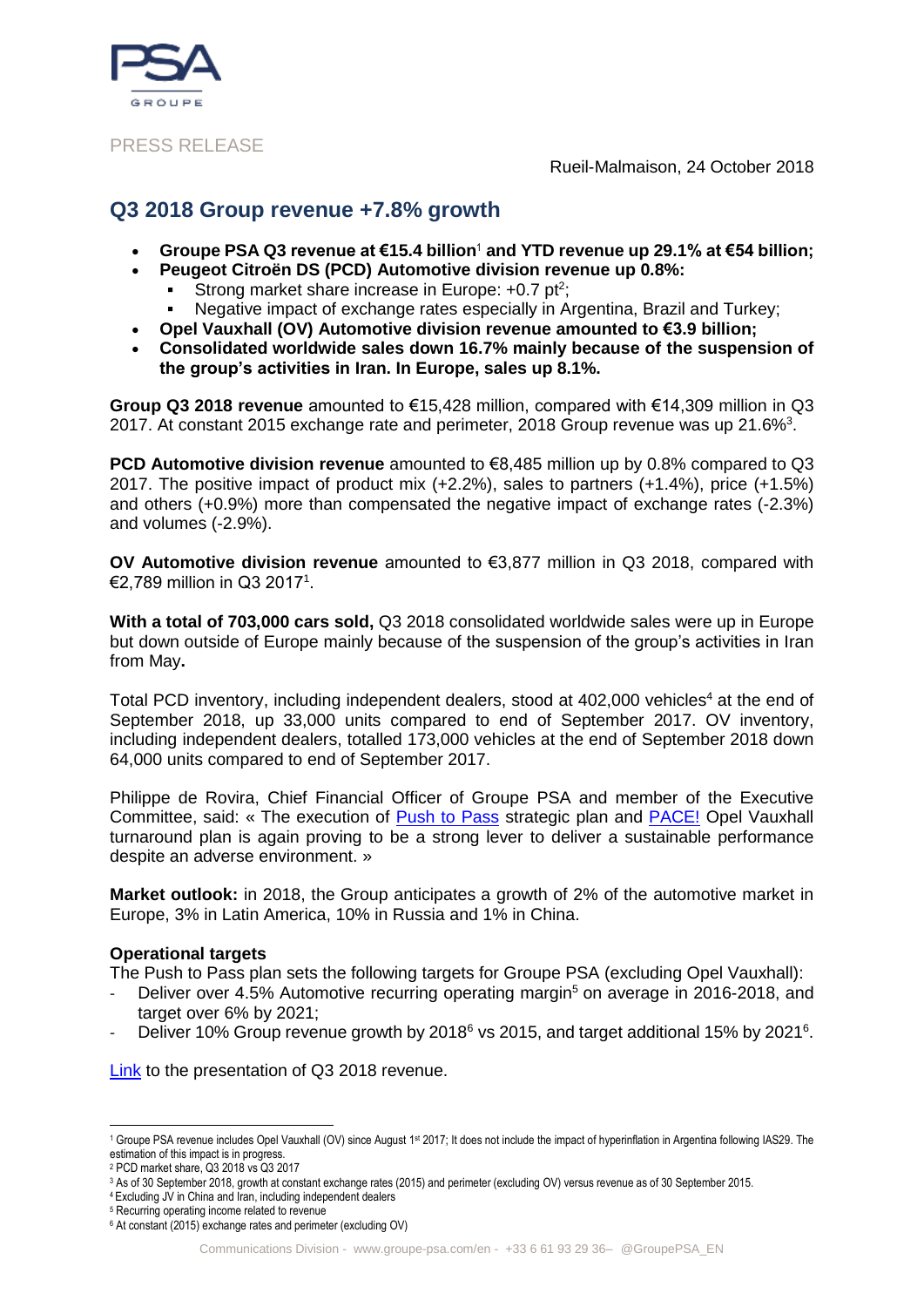PRESS RELEASE

Rueil-Malmaison, 24 October 2018

## Q3 2018 Group revenue +7.8% growth

- **Groupe PSA Q3 revenue at €15.4 billion**[1] **and YTD revenue up 29.1% at €54 billion;**
- **Peugeot Citroën DS (PCD) Automotive division revenue up 0.8%:**
  - Strong market share increase in Europe: +0.7 pt[2];
  - Negative impact of exchange rates especially in Argentina, Brazil and Turkey;
- **Opel Vauxhall (OV) Automotive division revenue amounted to €3.9 billion;**
- **Consolidated worldwide sales down 16.7% mainly because of the suspension of the group's activities in Iran. In Europe, sales up 8.1%.**

**Group Q3 2018 revenue** amounted to €15,428 million, compared with €14,309 million in Q3 2017. At constant 2015 exchange rate and perimeter, 2018 Group revenue was up 21.6%[3].

**PCD Automotive division revenue** amounted to €8,485 million up by 0.8% compared to Q3 2017. The positive impact of product mix (+2.2%), sales to partners (+1.4%), price (+1.5%) and others (+0.9%) more than compensated the negative impact of exchange rates (-2.3%) and volumes (-2.9%).

**OV Automotive division revenue** amounted to €3,877 million in Q3 2018, compared with €2,789 million in Q3 2017[1].

**With a total of 703,000 cars sold,** Q3 2018 consolidated worldwide sales were up in Europe but down outside of Europe mainly because of the suspension of the group's activities in Iran from May**.**

Total PCD inventory, including independent dealers, stood at 402,000 vehicles[4] at the end of September 2018, up 33,000 units compared to end of September 2017. OV inventory, including independent dealers, totalled 173,000 vehicles at the end of September 2018 down 64,000 units compared to end of September 2017.

Philippe de Rovira, Chief Financial Officer of Groupe PSA and member of the Executive Committee, said: « The execution of Push to Pass strategic plan and PACE! Opel Vauxhall turnaround plan is again proving to be a strong lever to deliver a sustainable performance despite an adverse environment. »

**Market outlook:** in 2018, the Group anticipates a growth of 2% of the automotive market in Europe, 3% in Latin America, 10% in Russia and 1% in China.

**Operational targets**

The Push to Pass plan sets the following targets for Groupe PSA (excluding Opel Vauxhall):

- Deliver over 4.5% Automotive recurring operating margin[5] on average in 2016-2018, and target over 6% by 2021;
- Deliver 10% Group revenue growth by 2018[6] vs 2015, and target additional 15% by 2021[6].

Link to the presentation of Q3 2018 revenue.

---

[1] Groupe PSA revenue includes Opel Vauxhall (OV) since August 1st 2017; It does not include the impact of hyperinflation in Argentina following IAS29. The estimation of this impact is in progress.

[2] PCD market share, Q3 2018 vs Q3 2017

[3] As of 30 September 2018, growth at constant exchange rates (2015) and perimeter (excluding OV) versus revenue as of 30 September 2015.

[4] Excluding JV in China and Iran, including independent dealers

[5] Recurring operating income related to revenue

[6] At constant (2015) exchange rates and perimeter (excluding OV)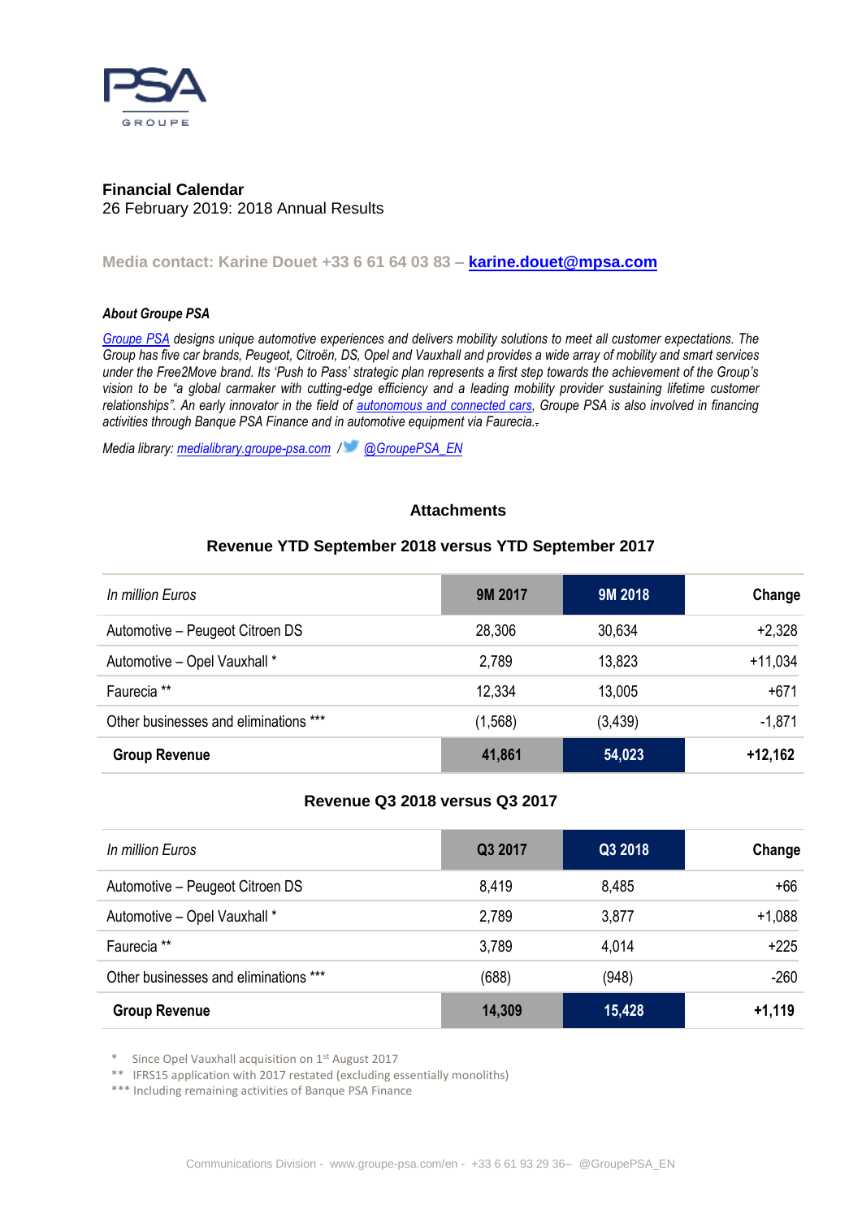**Financial Calendar**
26 February 2019: 2018 Annual Results

**Media contact: Karine Douet +33 6 61 64 03 83 – karine.douet@mpsa.com**

***About Groupe PSA***

*Groupe PSA designs unique automotive experiences and delivers mobility solutions to meet all customer expectations. The Group has five car brands, Peugeot, Citroën, DS, Opel and Vauxhall and provides a wide array of mobility and smart services under the Free2Move brand. Its 'Push to Pass' strategic plan represents a first step towards the achievement of the Group's vision to be "a global carmaker with cutting-edge efficiency and a leading mobility provider sustaining lifetime customer relationships". An early innovator in the field of autonomous and connected cars, Groupe PSA is also involved in financing activities through Banque PSA Finance and in automotive equipment via Faurecia.*

*Media library: medialibrary.groupe-psa.com / @GroupePSA_EN*

### Attachments

### Revenue YTD September 2018 versus YTD September 2017

| *In million Euros* | 9M 2017 | 9M 2018 | Change |
|---|---|---|---|
| Automotive – Peugeot Citroen DS | 28,306 | 30,634 | +2,328 |
| Automotive – Opel Vauxhall * | 2,789 | 13,823 | +11,034 |
| Faurecia ** | 12,334 | 13,005 | +671 |
| Other businesses and eliminations *** | (1,568) | (3,439) | -1,871 |
| **Group Revenue** | **41,861** | **54,023** | **+12,162** |

### Revenue Q3 2018 versus Q3 2017

| *In million Euros* | Q3 2017 | Q3 2018 | Change |
|---|---|---|---|
| Automotive – Peugeot Citroen DS | 8,419 | 8,485 | +66 |
| Automotive – Opel Vauxhall * | 2,789 | 3,877 | +1,088 |
| Faurecia ** | 3,789 | 4,014 | +225 |
| Other businesses and eliminations *** | (688) | (948) | -260 |
| **Group Revenue** | **14,309** | **15,428** | **+1,119** |

\* Since Opel Vauxhall acquisition on 1st August 2017
** IFRS15 application with 2017 restated (excluding essentially monoliths)
*** Including remaining activities of Banque PSA Finance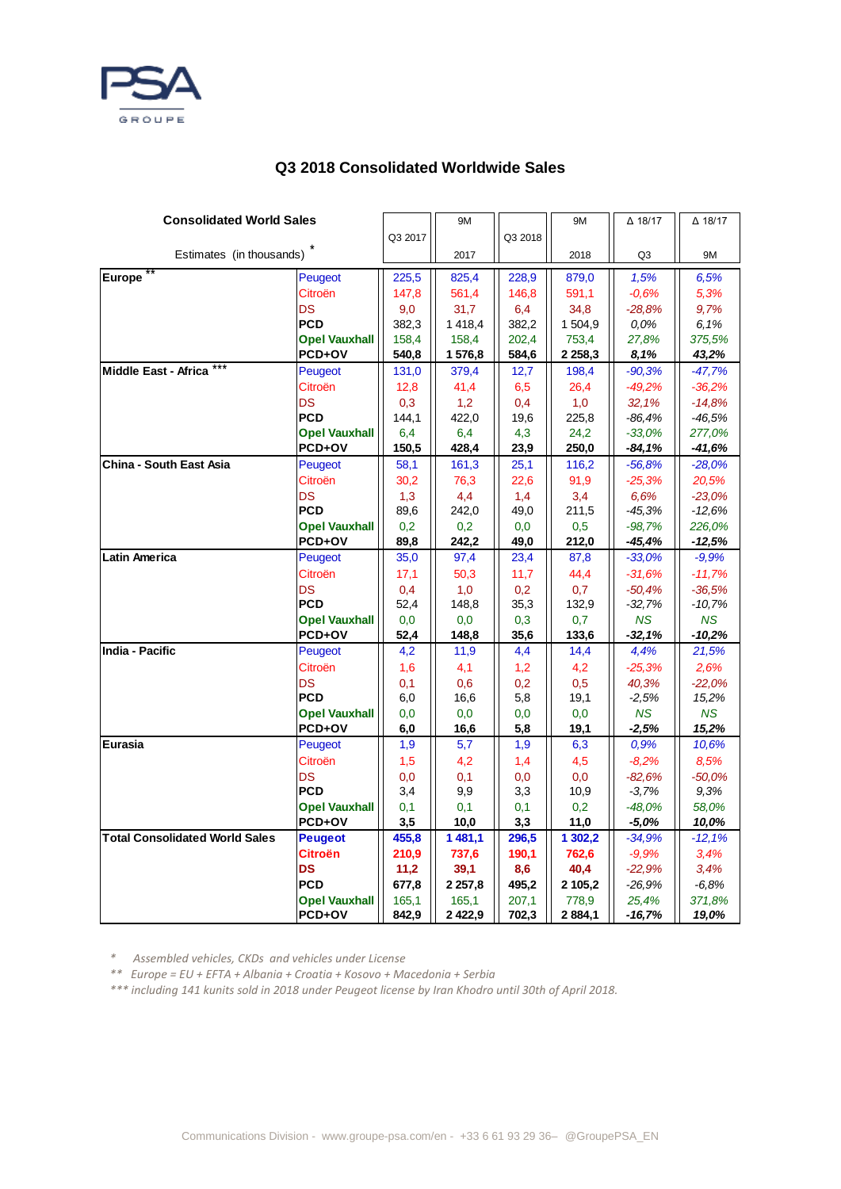PSA GROUPE

# Q3 2018 Consolidated Worldwide Sales

| Consolidated World Sales<br>Estimates (in thousands) * | | Q3 2017 | 9M 2017 | Q3 2018 | 9M 2018 | Δ 18/17 Q3 | Δ 18/17 9M |
|---|---|---|---|---|---|---|---|
| **Europe** ** | Peugeot | 225,5 | 825,4 | 228,9 | 879,0 | *1,5%* | *6,5%* |
| | Citroën | 147,8 | 561,4 | 146,8 | 591,1 | *-0,6%* | *5,3%* |
| | DS | 9,0 | 31,7 | 6,4 | 34,8 | *-28,8%* | *9,7%* |
| | **PCD** | 382,3 | 1 418,4 | 382,2 | 1 504,9 | *0,0%* | *6,1%* |
| | **Opel Vauxhall** | 158,4 | 158,4 | 202,4 | 753,4 | *27,8%* | *375,5%* |
| | **PCD+OV** | **540,8** | **1 576,8** | **584,6** | **2 258,3** | ***8,1%*** | ***43,2%*** |
| **Middle East - Africa** *** | Peugeot | 131,0 | 379,4 | 12,7 | 198,4 | *-90,3%* | *-47,7%* |
| | Citroën | 12,8 | 41,4 | 6,5 | 26,4 | *-49,2%* | *-36,2%* |
| | DS | 0,3 | 1,2 | 0,4 | 1,0 | *32,1%* | *-14,8%* |
| | **PCD** | 144,1 | 422,0 | 19,6 | 225,8 | *-86,4%* | *-46,5%* |
| | **Opel Vauxhall** | 6,4 | 6,4 | 4,3 | 24,2 | *-33,0%* | *277,0%* |
| | **PCD+OV** | **150,5** | **428,4** | **23,9** | **250,0** | ***-84,1%*** | ***-41,6%*** |
| **China - South East Asia** | Peugeot | 58,1 | 161,3 | 25,1 | 116,2 | *-56,8%* | *-28,0%* |
| | Citroën | 30,2 | 76,3 | 22,6 | 91,9 | *-25,3%* | *20,5%* |
| | DS | 1,3 | 4,4 | 1,4 | 3,4 | *6,6%* | *-23,0%* |
| | **PCD** | 89,6 | 242,0 | 49,0 | 211,5 | *-45,3%* | *-12,6%* |
| | **Opel Vauxhall** | 0,2 | 0,2 | 0,0 | 0,5 | *-98,7%* | *226,0%* |
| | **PCD+OV** | **89,8** | **242,2** | **49,0** | **212,0** | ***-45,4%*** | ***-12,5%*** |
| **Latin America** | Peugeot | 35,0 | 97,4 | 23,4 | 87,8 | *-33,0%* | *-9,9%* |
| | Citroën | 17,1 | 50,3 | 11,7 | 44,4 | *-31,6%* | *-11,7%* |
| | DS | 0,4 | 1,0 | 0,2 | 0,7 | *-50,4%* | *-36,5%* |
| | **PCD** | 52,4 | 148,8 | 35,3 | 132,9 | *-32,7%* | *-10,7%* |
| | **Opel Vauxhall** | 0,0 | 0,0 | 0,3 | 0,7 | *NS* | *NS* |
| | **PCD+OV** | **52,4** | **148,8** | **35,6** | **133,6** | ***-32,1%*** | ***-10,2%*** |
| **India - Pacific** | Peugeot | 4,2 | 11,9 | 4,4 | 14,4 | *4,4%* | *21,5%* |
| | Citroën | 1,6 | 4,1 | 1,2 | 4,2 | *-25,3%* | *2,6%* |
| | DS | 0,1 | 0,6 | 0,2 | 0,5 | *40,3%* | *-22,0%* |
| | **PCD** | 6,0 | 16,6 | 5,8 | 19,1 | *-2,5%* | *15,2%* |
| | **Opel Vauxhall** | 0,0 | 0,0 | 0,0 | 0,0 | *NS* | *NS* |
| | **PCD+OV** | **6,0** | **16,6** | **5,8** | **19,1** | ***-2,5%*** | ***15,2%*** |
| **Eurasia** | Peugeot | 1,9 | 5,7 | 1,9 | 6,3 | *0,9%* | *10,6%* |
| | Citroën | 1,5 | 4,2 | 1,4 | 4,5 | *-8,2%* | *8,5%* |
| | DS | 0,0 | 0,1 | 0,0 | 0,0 | *-82,6%* | *-50,0%* |
| | **PCD** | 3,4 | 9,9 | 3,3 | 10,9 | *-3,7%* | *9,3%* |
| | **Opel Vauxhall** | 0,1 | 0,1 | 0,1 | 0,2 | *-48,0%* | *58,0%* |
| | **PCD+OV** | **3,5** | **10,0** | **3,3** | **11,0** | ***-5,0%*** | ***10,0%*** |
| **Total Consolidated World Sales** | **Peugeot** | **455,8** | **1 481,1** | **296,5** | **1 302,2** | *-34,9%* | *-12,1%* |
| | **Citroën** | **210,9** | **737,6** | **190,1** | **762,6** | *-9,9%* | *3,4%* |
| | **DS** | **11,2** | **39,1** | **8,6** | **40,4** | *-22,9%* | *3,4%* |
| | **PCD** | **677,8** | **2 257,8** | **495,2** | **2 105,2** | *-26,9%* | *-6,8%* |
| | **Opel Vauxhall** | 165,1 | 165,1 | 207,1 | 778,9 | *25,4%* | *371,8%* |
| | **PCD+OV** | **842,9** | **2 422,9** | **702,3** | **2 884,1** | ***-16,7%*** | ***19,0%*** |

*\* Assembled vehicles, CKDs and vehicles under License*

*\*\* Europe = EU + EFTA + Albania + Croatia + Kosovo + Macedonia + Serbia*

*\*\*\* including 141 kunits sold in 2018 under Peugeot license by Iran Khodro until 30th of April 2018.*

Communications Division - www.groupe-psa.com/en - +33 6 61 93 29 36– @GroupePSA_EN